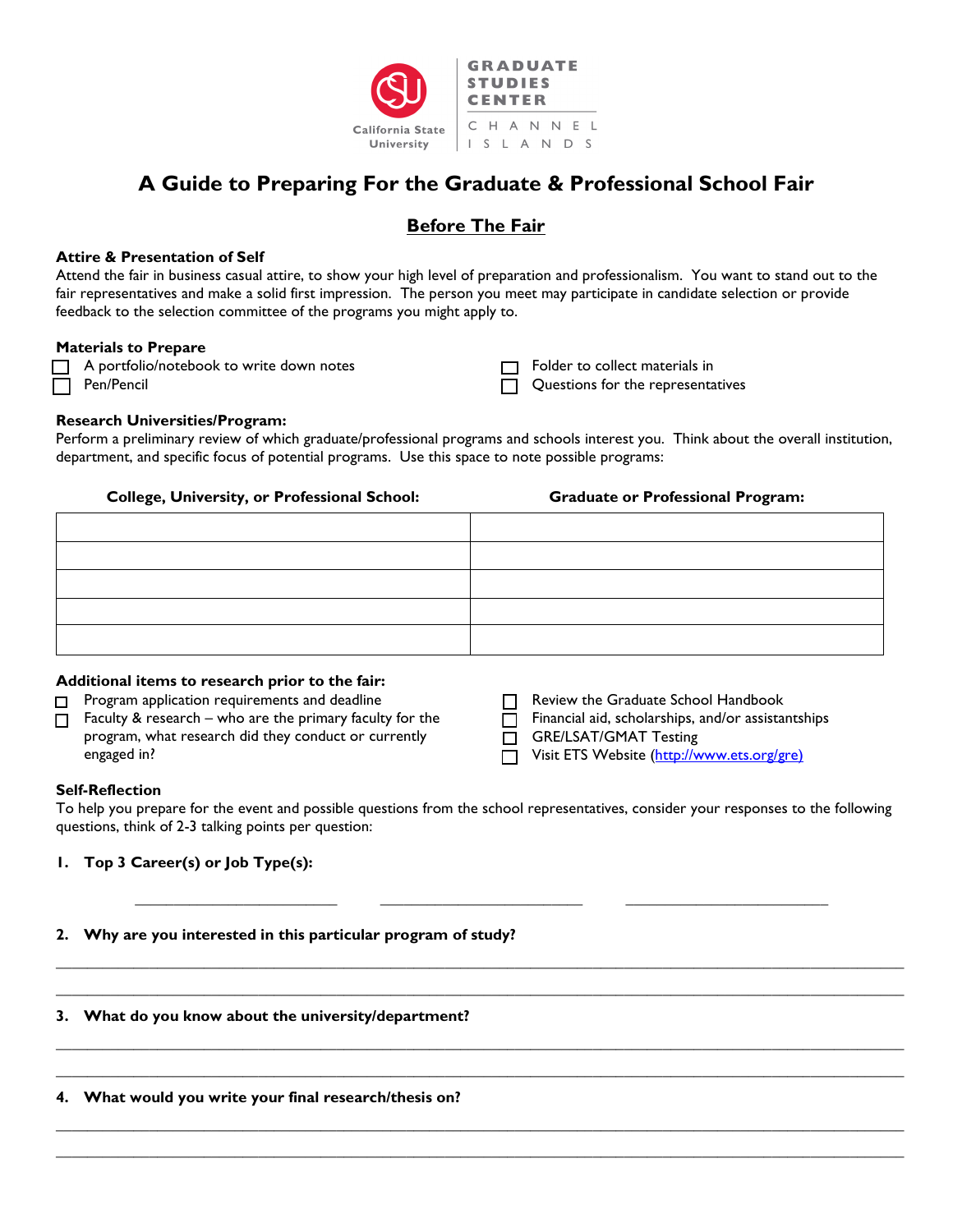California State University | GRADUATE STUDIES CENTER | CHANNEL ISLANDS

# A Guide to Preparing For the Graduate & Professional School Fair

## Before The Fair

### Attire & Presentation of Self

Attend the fair in business casual attire, to show your high level of preparation and professionalism. You want to stand out to the fair representatives and make a solid first impression. The person you meet may participate in candidate selection or provide feedback to the selection committee of the programs you might apply to.

### Materials to Prepare

- ☐ A portfolio/notebook to write down notes
- ☐ Pen/Pencil
- ☐ Folder to collect materials in
- ☐ Questions for the representatives

### Research Universities/Program:

Perform a preliminary review of which graduate/professional programs and schools interest you. Think about the overall institution, department, and specific focus of potential programs. Use this space to note possible programs:

| College, University, or Professional School: | Graduate or Professional Program: |
|---|---|
| | |
| | |
| | |
| | |
| | |

### Additional items to research prior to the fair:

- ☐ Program application requirements and deadline
- ☐ Faculty & research – who are the primary faculty for the program, what research did they conduct or currently engaged in?
- ☐ Review the Graduate School Handbook
- ☐ Financial aid, scholarships, and/or assistantships
- ☐ GRE/LSAT/GMAT Testing
- ☐ Visit ETS Website (http://www.ets.org/gre)

### Self-Reflection

To help you prepare for the event and possible questions from the school representatives, consider your responses to the following questions, think of 2-3 talking points per question:

1. **Top 3 Career(s) or Job Type(s):**

   ______________________ ______________________ ______________________

2. **Why are you interested in this particular program of study?**

   ________________________________________________________________________________

   ________________________________________________________________________________

3. **What do you know about the university/department?**

   ________________________________________________________________________________

   ________________________________________________________________________________

4. **What would you write your final research/thesis on?**

   ________________________________________________________________________________

   ________________________________________________________________________________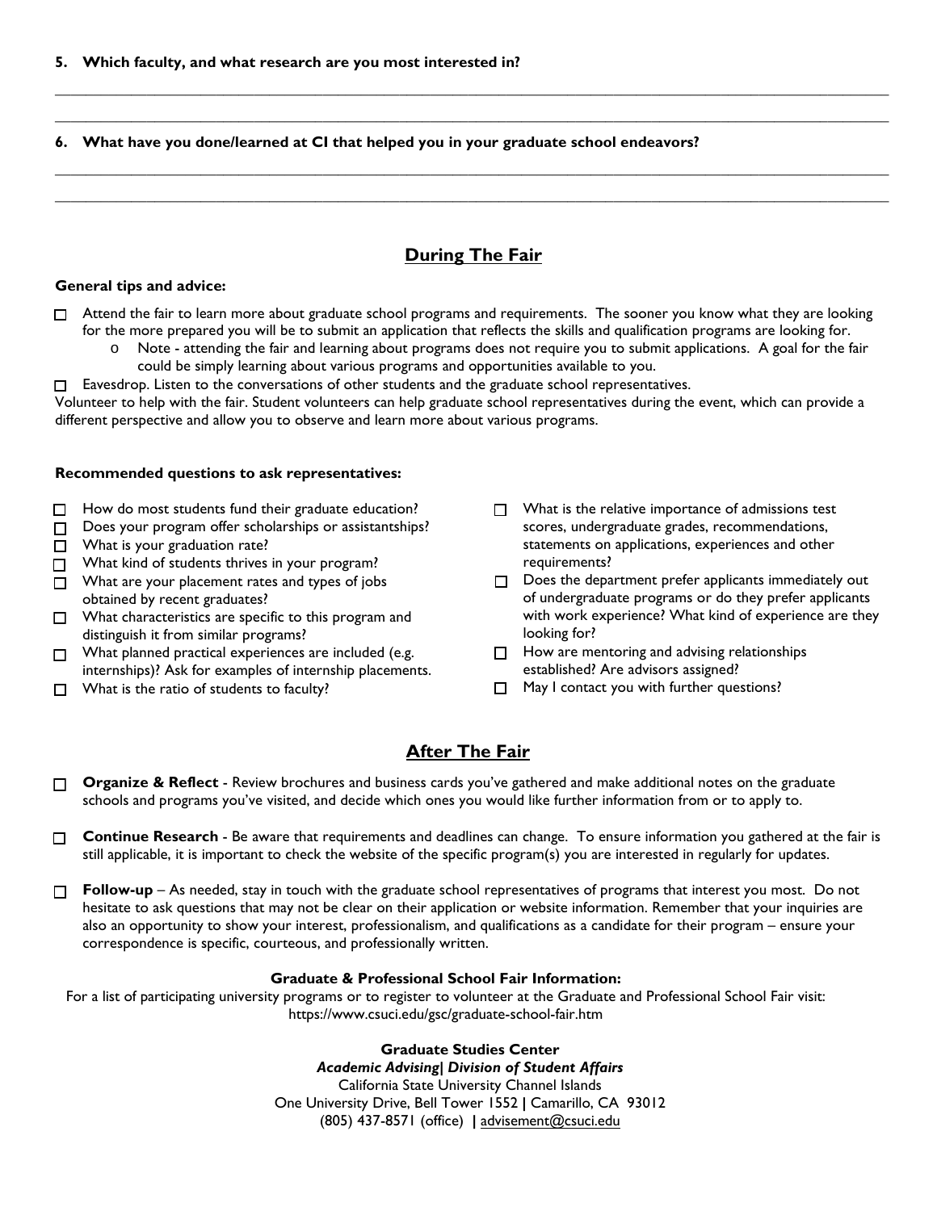5. **Which faculty, and what research are you most interested in?**

_______________________________________________________________________________________________

_______________________________________________________________________________________________

6. **What have you done/learned at CI that helped you in your graduate school endeavors?**

_______________________________________________________________________________________________

_______________________________________________________________________________________________

## During The Fair

**General tips and advice:**

- ☐ Attend the fair to learn more about graduate school programs and requirements. The sooner you know what they are looking for the more prepared you will be to submit an application that reflects the skills and qualification programs are looking for.
  - o Note - attending the fair and learning about programs does not require you to submit applications. A goal for the fair could be simply learning about various programs and opportunities available to you.
- ☐ Eavesdrop. Listen to the conversations of other students and the graduate school representatives.

Volunteer to help with the fair. Student volunteers can help graduate school representatives during the event, which can provide a different perspective and allow you to observe and learn more about various programs.

**Recommended questions to ask representatives:**

- ☐ How do most students fund their graduate education?
- ☐ Does your program offer scholarships or assistantships?
- ☐ What is your graduation rate?
- ☐ What kind of students thrives in your program?
- ☐ What are your placement rates and types of jobs obtained by recent graduates?
- ☐ What characteristics are specific to this program and distinguish it from similar programs?
- ☐ What planned practical experiences are included (e.g. internships)? Ask for examples of internship placements.
- ☐ What is the ratio of students to faculty?
- ☐ What is the relative importance of admissions test scores, undergraduate grades, recommendations, statements on applications, experiences and other requirements?
- ☐ Does the department prefer applicants immediately out of undergraduate programs or do they prefer applicants with work experience? What kind of experience are they looking for?
- ☐ How are mentoring and advising relationships established? Are advisors assigned?
- ☐ May I contact you with further questions?

## After The Fair

- ☐ **Organize & Reflect** - Review brochures and business cards you've gathered and make additional notes on the graduate schools and programs you've visited, and decide which ones you would like further information from or to apply to.

- ☐ **Continue Research** - Be aware that requirements and deadlines can change. To ensure information you gathered at the fair is still applicable, it is important to check the website of the specific program(s) you are interested in regularly for updates.

- ☐ **Follow-up** – As needed, stay in touch with the graduate school representatives of programs that interest you most. Do not hesitate to ask questions that may not be clear on their application or website information. Remember that your inquiries are also an opportunity to show your interest, professionalism, and qualifications as a candidate for their program – ensure your correspondence is specific, courteous, and professionally written.

**Graduate & Professional School Fair Information:**

For a list of participating university programs or to register to volunteer at the Graduate and Professional School Fair visit: https://www.csuci.edu/gsc/graduate-school-fair.htm

**Graduate Studies Center**
***Academic Advising| Division of Student Affairs***
California State University Channel Islands
One University Drive, Bell Tower 1552 **|** Camarillo, CA 93012
(805) 437-8571 (office) **|** advisement@csuci.edu